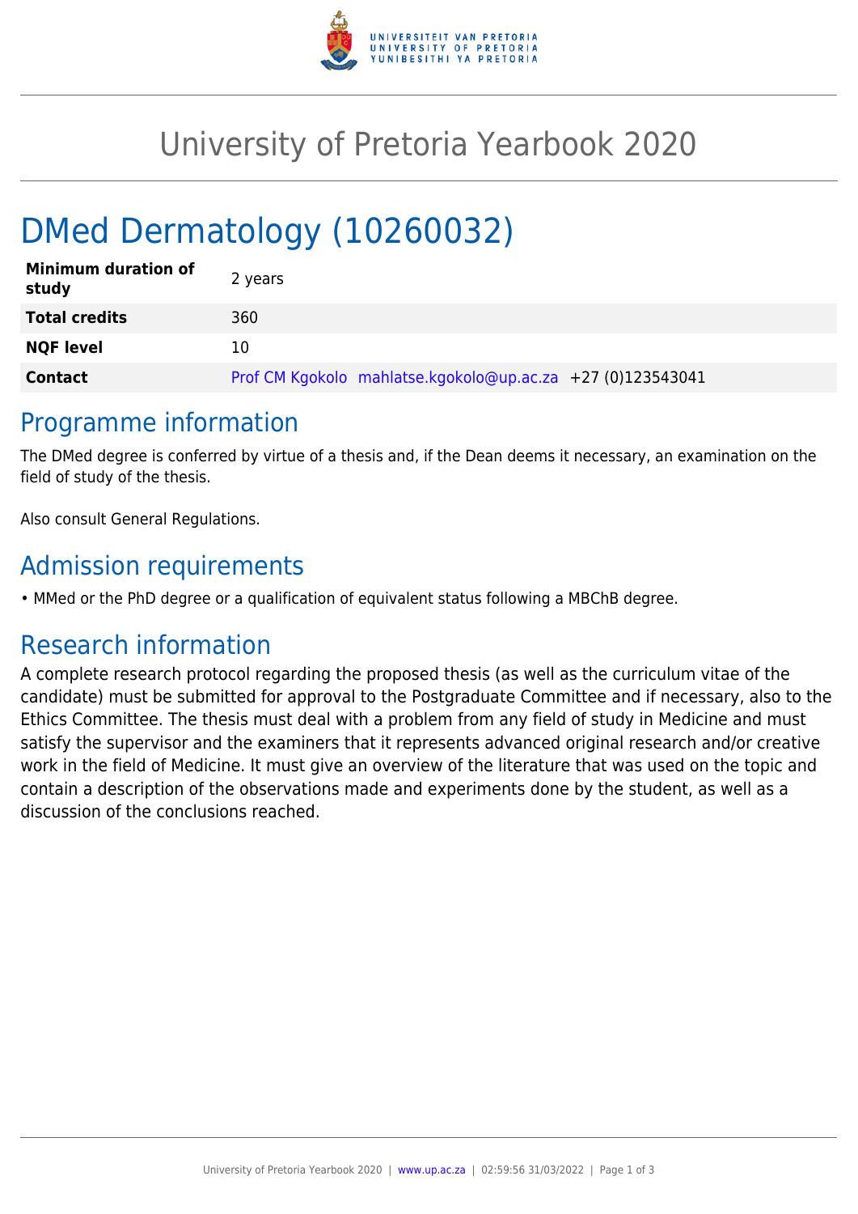# University of Pretoria Yearbook 2020

# DMed Dermatology (10260032)

| | |
|---|---|
| **Minimum duration of study** | 2 years |
| **Total credits** | 360 |
| **NQF level** | 10 |
| **Contact** | Prof CM Kgokolo mahlatse.kgokolo@up.ac.za +27 (0)123543041 |

## Programme information

The DMed degree is conferred by virtue of a thesis and, if the Dean deems it necessary, an examination on the field of study of the thesis.

Also consult General Regulations.

## Admission requirements

- MMed or the PhD degree or a qualification of equivalent status following a MBChB degree.

## Research information

A complete research protocol regarding the proposed thesis (as well as the curriculum vitae of the candidate) must be submitted for approval to the Postgraduate Committee and if necessary, also to the Ethics Committee. The thesis must deal with a problem from any field of study in Medicine and must satisfy the supervisor and the examiners that it represents advanced original research and/or creative work in the field of Medicine. It must give an overview of the literature that was used on the topic and contain a description of the observations made and experiments done by the student, as well as a discussion of the conclusions reached.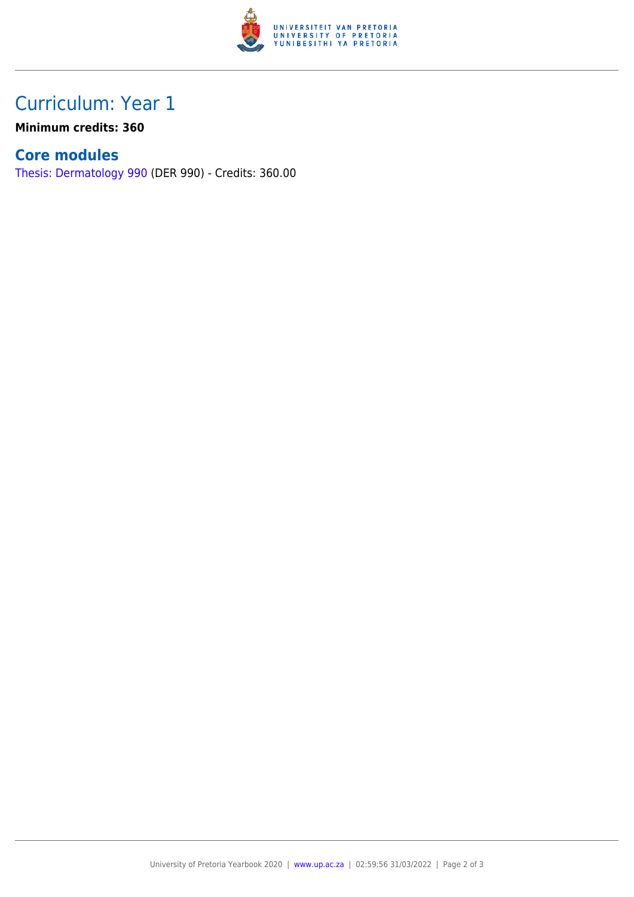# Curriculum: Year 1

**Minimum credits: 360**

## Core modules

Thesis: Dermatology 990 (DER 990) - Credits: 360.00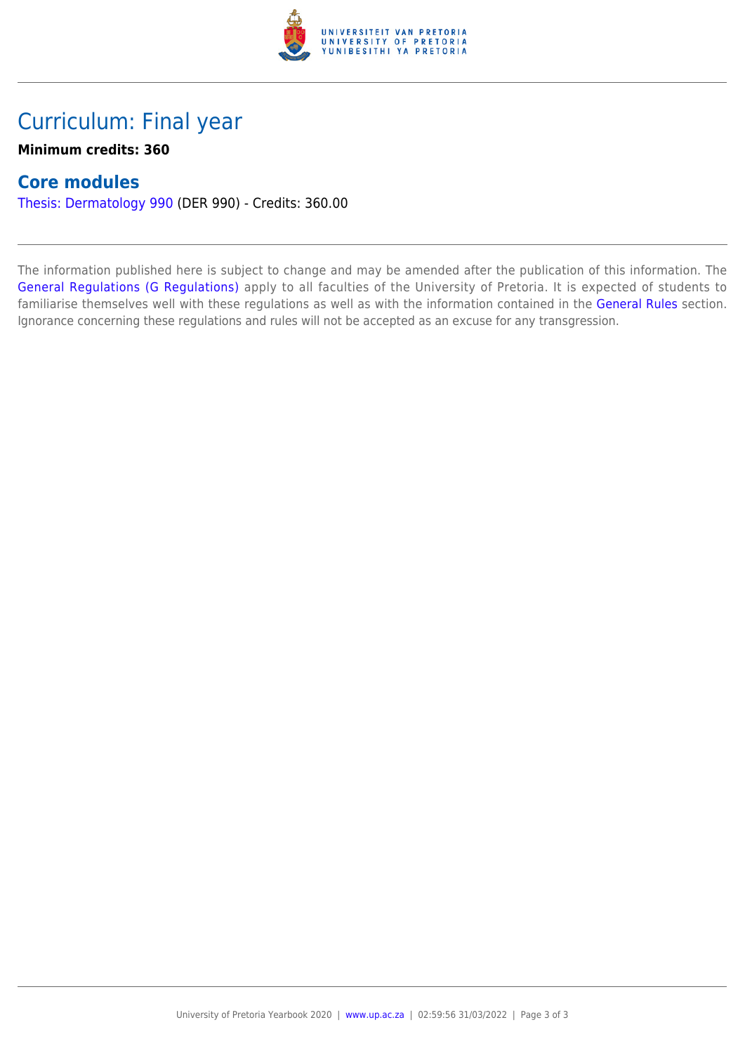## Curriculum: Final year

**Minimum credits: 360**

### Core modules

Thesis: Dermatology 990 (DER 990) - Credits: 360.00

---

The information published here is subject to change and may be amended after the publication of this information. The General Regulations (G Regulations) apply to all faculties of the University of Pretoria. It is expected of students to familiarise themselves well with these regulations as well as with the information contained in the General Rules section. Ignorance concerning these regulations and rules will not be accepted as an excuse for any transgression.